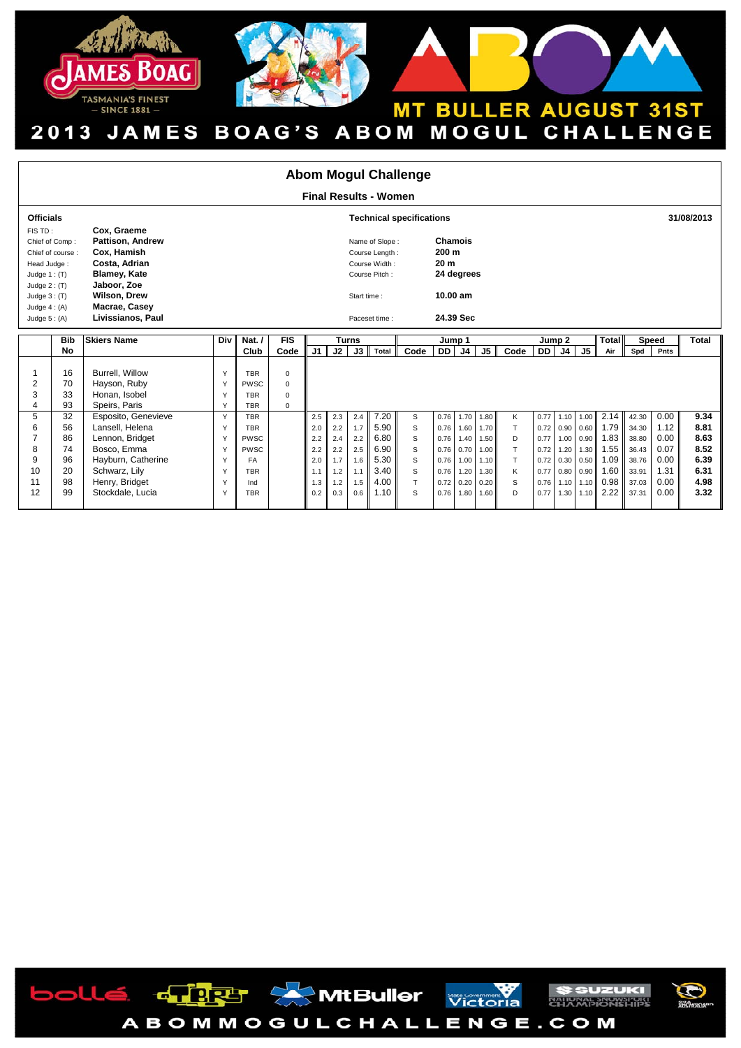# 2013 JAMES BOAG'S ABOM MOGUL CHALLENGE

MT BULLER AUGUST 31ST

## Abom Mogul Challenge

### Final Results - Women

**Officials**

| | |
|---|---|
| FIS TD : | Cox, Graeme |
| Chief of Comp : | Pattison, Andrew |
| Chief of course : | Cox, Hamish |
| Head Judge : | Costa, Adrian |
| Judge 1 : (T) | Blamey, Kate |
| Judge 2 : (T) | Jaboor, Zoe |
| Judge 3 : (T) | Wilson, Drew |
| Judge 4 : (A) | Macrae, Casey |
| Judge 5 : (A) | Livissianos, Paul |

**Technical specifications** — 31/08/2013

| | |
|---|---|
| Name of Slope : | Chamois |
| Course Length : | 200 m |
| Course Width : | 20 m |
| Course Pitch : | 24 degrees |
| Start time : | 10.00 am |
| Paceset time : | 24.39 Sec |

| | Bib | Skiers Name | Div | Nat. / | FIS | Turns | | | | Jump 1 | | | | Jump 2 | | | | Total | Speed | | Total |
|---|---|---|---|---|---|---|---|---|---|---|---|---|---|---|---|---|---|---|---|---|---|
| | No | | | Club | Code | J1 | J2 | J3 | Total | Code | DD | J4 | J5 | Code | DD | J4 | J5 | Air | Spd | Pnts | |
| 1 | 16 | Burrell, Willow | Y | TBR | 0 | | | | | | | | | | | | | | | | |
| 2 | 70 | Hayson, Ruby | Y | PWSC | 0 | | | | | | | | | | | | | | | | |
| 3 | 33 | Honan, Isobel | Y | TBR | 0 | | | | | | | | | | | | | | | | |
| 4 | 93 | Speirs, Paris | Y | TBR | 0 | | | | | | | | | | | | | | | | |
| 5 | 32 | Esposito, Genevieve | Y | TBR | | 2.5 | 2.3 | 2.4 | 7.20 | S | 0.76 | 1.70 | 1.80 | K | 0.77 | 1.10 | 1.00 | 2.14 | 42.30 | 0.00 | 9.34 |
| 6 | 56 | Lansell, Helena | Y | TBR | | 2.0 | 2.2 | 1.7 | 5.90 | S | 0.76 | 1.60 | 1.70 | T | 0.72 | 0.90 | 0.60 | 1.79 | 34.30 | 1.12 | 8.81 |
| 7 | 86 | Lennon, Bridget | Y | PWSC | | 2.2 | 2.4 | 2.2 | 6.80 | S | 0.76 | 1.40 | 1.50 | D | 0.77 | 1.00 | 0.90 | 1.83 | 38.80 | 0.00 | 8.63 |
| 8 | 74 | Bosco, Emma | Y | PWSC | | 2.2 | 2.2 | 2.5 | 6.90 | S | 0.76 | 0.70 | 1.00 | T | 0.72 | 1.20 | 1.30 | 1.55 | 36.43 | 0.07 | 8.52 |
| 9 | 96 | Hayburn, Catherine | Y | FA | | 2.0 | 1.7 | 1.6 | 5.30 | S | 0.76 | 1.00 | 1.10 | T | 0.72 | 0.30 | 0.50 | 1.09 | 38.76 | 0.00 | 6.39 |
| 10 | 20 | Schwarz, Lily | Y | TBR | | 1.1 | 1.2 | 1.1 | 3.40 | S | 0.76 | 1.20 | 1.30 | K | 0.77 | 0.80 | 0.90 | 1.60 | 33.91 | 1.31 | 6.31 |
| 11 | 98 | Henry, Bridget | Y | Ind | | 1.3 | 1.2 | 1.5 | 4.00 | T | 0.72 | 0.20 | 0.20 | S | 0.76 | 1.10 | 1.10 | 0.98 | 37.03 | 0.00 | 4.98 |
| 12 | 99 | Stockdale, Lucia | Y | TBR | | 0.2 | 0.3 | 0.6 | 1.10 | S | 0.76 | 1.80 | 1.60 | D | 0.77 | 1.30 | 1.10 | 2.22 | 37.31 | 0.00 | 3.32 |

ABOMMOGULCHALLENGE.COM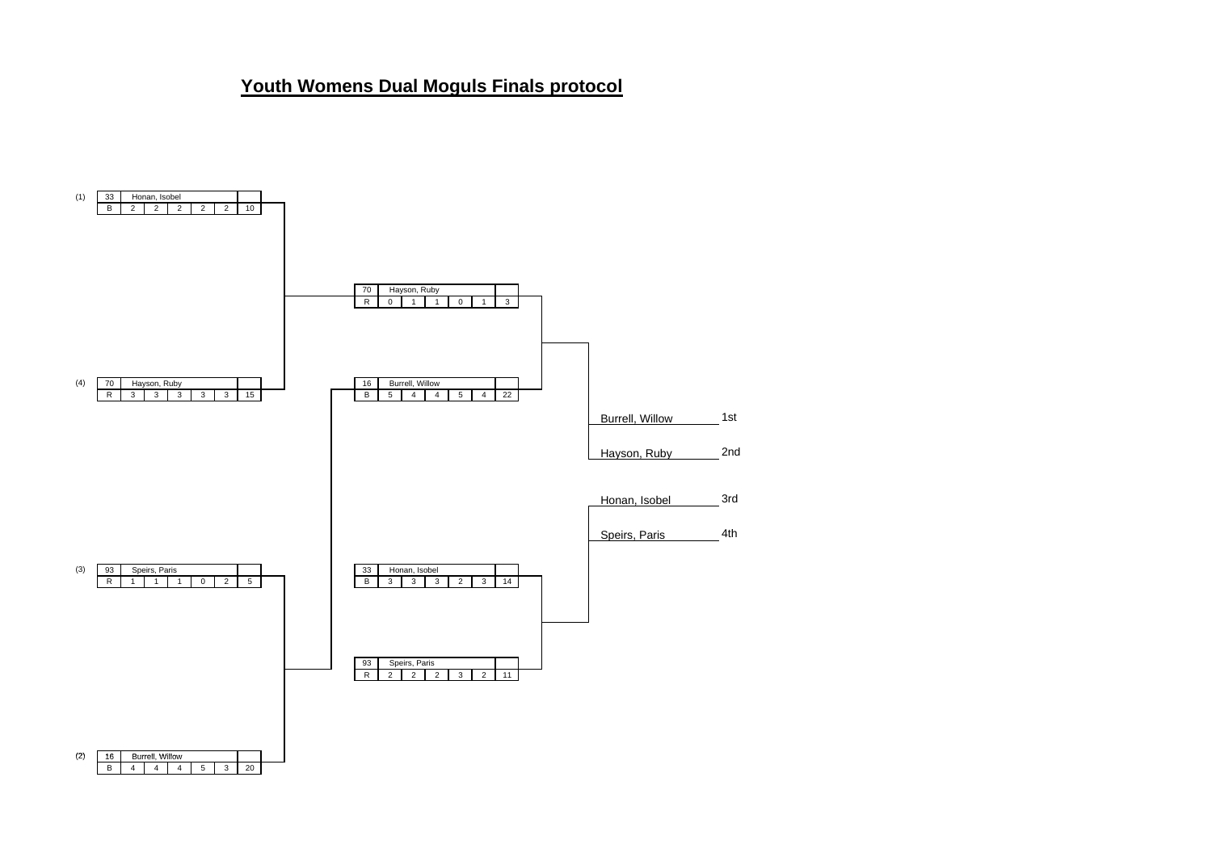# Youth Womens Dual Moguls Finals protocol

## Semifinals

| Seed | Bib | Name | Course | J1 | J2 | J3 | J4 | J5 | Total |
|---|---|---|---|---|---|---|---|---|---|
| (1) | 33 | Honan, Isobel | B | 2 | 2 | 2 | 2 | 2 | 10 |
| (4) | 70 | Hayson, Ruby | R | 3 | 3 | 3 | 3 | 3 | 15 |

| Seed | Bib | Name | Course | J1 | J2 | J3 | J4 | J5 | Total |
|---|---|---|---|---|---|---|---|---|---|
| (3) | 93 | Speirs, Paris | R | 1 | 1 | 1 | 0 | 2 | 5 |
| (2) | 16 | Burrell, Willow | B | 4 | 4 | 4 | 5 | 3 | 20 |

## Big Final

| Bib | Name | Course | J1 | J2 | J3 | J4 | J5 | Total |
|---|---|---|---|---|---|---|---|---|
| 70 | Hayson, Ruby | R | 0 | 1 | 1 | 0 | 1 | 3 |
| 16 | Burrell, Willow | B | 5 | 4 | 4 | 5 | 4 | 22 |

## Small Final

| Bib | Name | Course | J1 | J2 | J3 | J4 | J5 | Total |
|---|---|---|---|---|---|---|---|---|
| 33 | Honan, Isobel | B | 3 | 3 | 3 | 2 | 3 | 14 |
| 93 | Speirs, Paris | R | 2 | 2 | 2 | 3 | 2 | 11 |

## Final Ranking

| Name | Place |
|---|---|
| Burrell, Willow | 1st |
| Hayson, Ruby | 2nd |
| Honan, Isobel | 3rd |
| Speirs, Paris | 4th |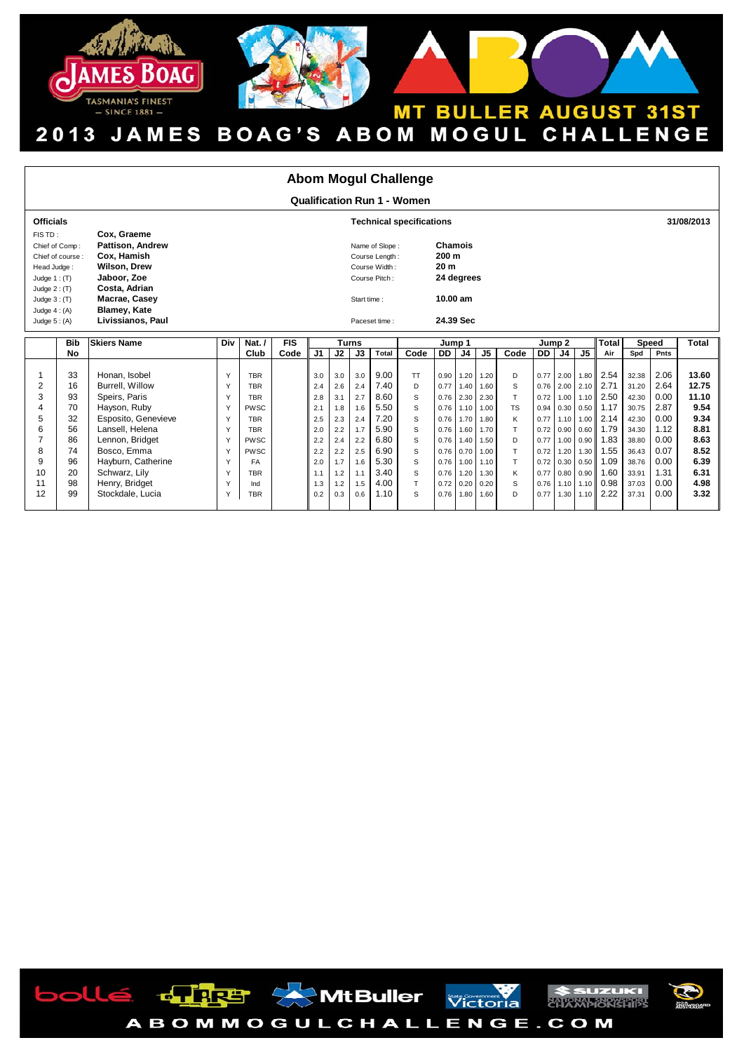# 2013 JAMES BOAG'S ABOM MOGUL CHALLENGE

MT BULLER AUGUST 31ST

## Abom Mogul Challenge

### Qualification Run 1 - Women

**Officials**

| | |
|---|---|
| FIS TD : | **Cox, Graeme** |
| Chief of Comp : | **Pattison, Andrew** |
| Chief of course : | **Cox, Hamish** |
| Head Judge : | **Wilson, Drew** |
| Judge 1 : (T) | **Jaboor, Zoe** |
| Judge 2 : (T) | **Costa, Adrian** |
| Judge 3 : (T) | **Macrae, Casey** |
| Judge 4 : (A) | **Blamey, Kate** |
| Judge 5 : (A) | **Livissianos, Paul** |

**Technical specifications** — **31/08/2013**

| | |
|---|---|
| Name of Slope : | **Chamois** |
| Course Length : | **200 m** |
| Course Width : | **20 m** |
| Course Pitch : | **24 degrees** |
| Start time : | **10.00 am** |
| Paceset time : | **24.39 Sec** |

| | Bib No | Skiers Name | Div | Nat. / Club | FIS Code | Turns J1 | J2 | J3 | Total | Jump 1 Code | DD | J4 | J5 | Jump 2 Code | DD | J4 | J5 | Total Air | Speed Spd | Pnts | Total |
|---|---|---|---|---|---|---|---|---|---|---|---|---|---|---|---|---|---|---|---|---|---|
| 1 | 33 | Honan, Isobel | Y | TBR | | 3.0 | 3.0 | 3.0 | 9.00 | TT | 0.90 | 1.20 | 1.20 | D | 0.77 | 2.00 | 1.80 | 2.54 | 32.38 | 2.06 | **13.60** |
| 2 | 16 | Burrell, Willow | Y | TBR | | 2.4 | 2.6 | 2.4 | 7.40 | D | 0.77 | 1.40 | 1.60 | S | 0.76 | 2.00 | 2.10 | 2.71 | 31.20 | 2.64 | **12.75** |
| 3 | 93 | Speirs, Paris | Y | TBR | | 2.8 | 3.1 | 2.7 | 8.60 | S | 0.76 | 2.30 | 2.30 | T | 0.72 | 1.00 | 1.10 | 2.50 | 42.30 | 0.00 | **11.10** |
| 4 | 70 | Hayson, Ruby | Y | PWSC | | 2.1 | 1.8 | 1.6 | 5.50 | S | 0.76 | 1.10 | 1.00 | TS | 0.94 | 0.30 | 0.50 | 1.17 | 30.75 | 2.87 | **9.54** |
| 5 | 32 | Esposito, Genevieve | Y | TBR | | 2.5 | 2.3 | 2.4 | 7.20 | S | 0.76 | 1.70 | 1.80 | K | 0.77 | 1.10 | 1.00 | 2.14 | 42.30 | 0.00 | **9.34** |
| 6 | 56 | Lansell, Helena | Y | TBR | | 2.0 | 2.2 | 1.7 | 5.90 | S | 0.76 | 1.60 | 1.70 | T | 0.72 | 0.90 | 0.60 | 1.79 | 34.30 | 1.12 | **8.81** |
| 7 | 86 | Lennon, Bridget | Y | PWSC | | 2.2 | 2.4 | 2.2 | 6.80 | S | 0.76 | 1.40 | 1.50 | D | 0.77 | 1.00 | 0.90 | 1.83 | 38.80 | 0.00 | **8.63** |
| 8 | 74 | Bosco, Emma | Y | PWSC | | 2.2 | 2.2 | 2.5 | 6.90 | S | 0.76 | 0.70 | 1.00 | T | 0.72 | 1.20 | 1.30 | 1.55 | 36.43 | 0.07 | **8.52** |
| 9 | 96 | Hayburn, Catherine | Y | FA | | 2.0 | 1.7 | 1.6 | 5.30 | S | 0.76 | 1.00 | 1.10 | T | 0.72 | 0.30 | 0.50 | 1.09 | 38.76 | 0.00 | **6.39** |
| 10 | 20 | Schwarz, Lily | Y | TBR | | 1.1 | 1.2 | 1.1 | 3.40 | S | 0.76 | 1.20 | 1.30 | K | 0.77 | 0.80 | 0.90 | 1.60 | 33.91 | 1.31 | **6.31** |
| 11 | 98 | Henry, Bridget | Y | Ind | | 1.3 | 1.2 | 1.5 | 4.00 | T | 0.72 | 0.20 | 0.20 | S | 0.76 | 1.10 | 1.10 | 0.98 | 37.03 | 0.00 | **4.98** |
| 12 | 99 | Stockdale, Lucia | Y | TBR | | 0.2 | 0.3 | 0.6 | 1.10 | S | 0.76 | 1.80 | 1.60 | D | 0.77 | 1.30 | 1.10 | 2.22 | 37.31 | 0.00 | **3.32** |

ABOMMOGULCHALLENGE.COM